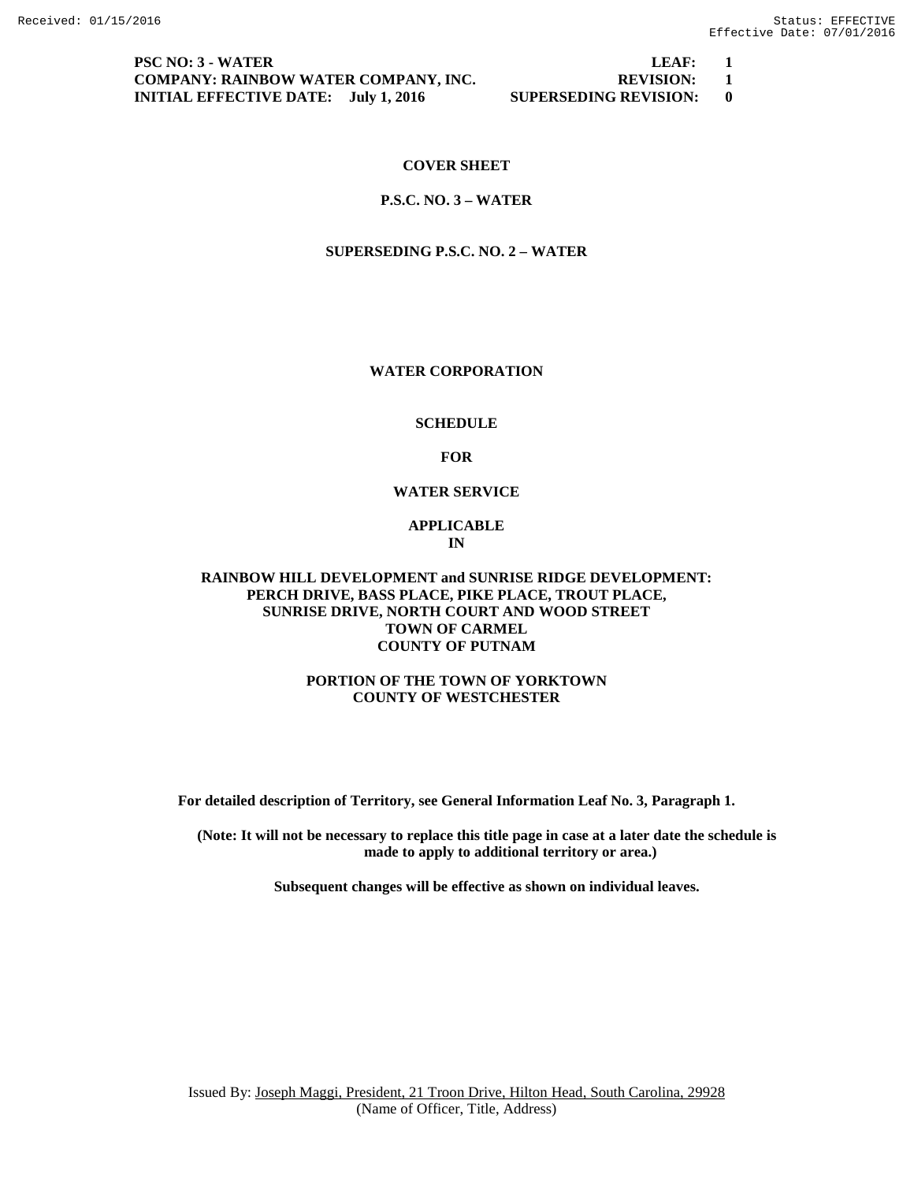**PSC NO: 3 - WATER** — **LEAF: 1**
**COMPANY: RAINBOW WATER COMPANY, INC.** — **REVISION: 1**
**INITIAL EFFECTIVE DATE: July 1, 2016** — **SUPERSEDING REVISION: 0**

# COVER SHEET

## P.S.C. NO. 3 – WATER

## SUPERSEDING P.S.C. NO. 2 – WATER

**WATER CORPORATION**

**SCHEDULE**

**FOR**

**WATER SERVICE**

**APPLICABLE**
**IN**

**RAINBOW HILL DEVELOPMENT and SUNRISE RIDGE DEVELOPMENT:**
**PERCH DRIVE, BASS PLACE, PIKE PLACE, TROUT PLACE,**
**SUNRISE DRIVE, NORTH COURT AND WOOD STREET**
**TOWN OF CARMEL**
**COUNTY OF PUTNAM**

**PORTION OF THE TOWN OF YORKTOWN**
**COUNTY OF WESTCHESTER**

**For detailed description of Territory, see General Information Leaf No. 3, Paragraph 1.**

**(Note: It will not be necessary to replace this title page in case at a later date the schedule is made to apply to additional territory or area.)**

**Subsequent changes will be effective as shown on individual leaves.**

Issued By: Joseph Maggi, President, 21 Troon Drive, Hilton Head, South Carolina, 29928
(Name of Officer, Title, Address)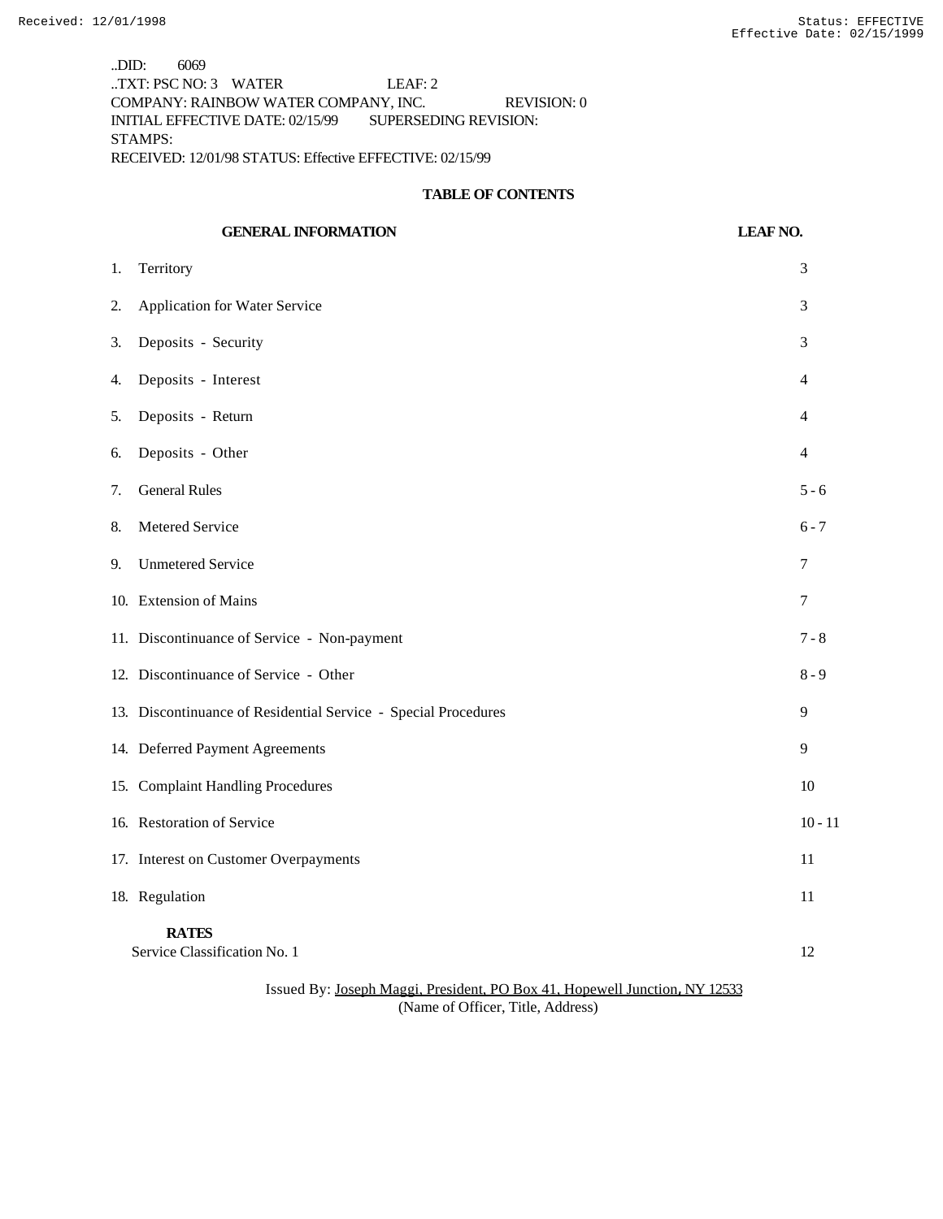..DID: 6069
..TXT: PSC NO: 3 WATER LEAF: 2
COMPANY: RAINBOW WATER COMPANY, INC. REVISION: 0
INITIAL EFFECTIVE DATE: 02/15/99 SUPERSEDING REVISION:
STAMPS:
RECEIVED: 12/01/98 STATUS: Effective EFFECTIVE: 02/15/99

## TABLE OF CONTENTS

| GENERAL INFORMATION | LEAF NO. |
|---|---|
| 1. Territory | 3 |
| 2. Application for Water Service | 3 |
| 3. Deposits - Security | 3 |
| 4. Deposits - Interest | 4 |
| 5. Deposits - Return | 4 |
| 6. Deposits - Other | 4 |
| 7. General Rules | 5 - 6 |
| 8. Metered Service | 6 - 7 |
| 9. Unmetered Service | 7 |
| 10. Extension of Mains | 7 |
| 11. Discontinuance of Service - Non-payment | 7 - 8 |
| 12. Discontinuance of Service - Other | 8 - 9 |
| 13. Discontinuance of Residential Service - Special Procedures | 9 |
| 14. Deferred Payment Agreements | 9 |
| 15. Complaint Handling Procedures | 10 |
| 16. Restoration of Service | 10 - 11 |
| 17. Interest on Customer Overpayments | 11 |
| 18. Regulation | 11 |
| **RATES** | |
| Service Classification No. 1 | 12 |

Issued By: Joseph Maggi, President, PO Box 41, Hopewell Junction, NY 12533
(Name of Officer, Title, Address)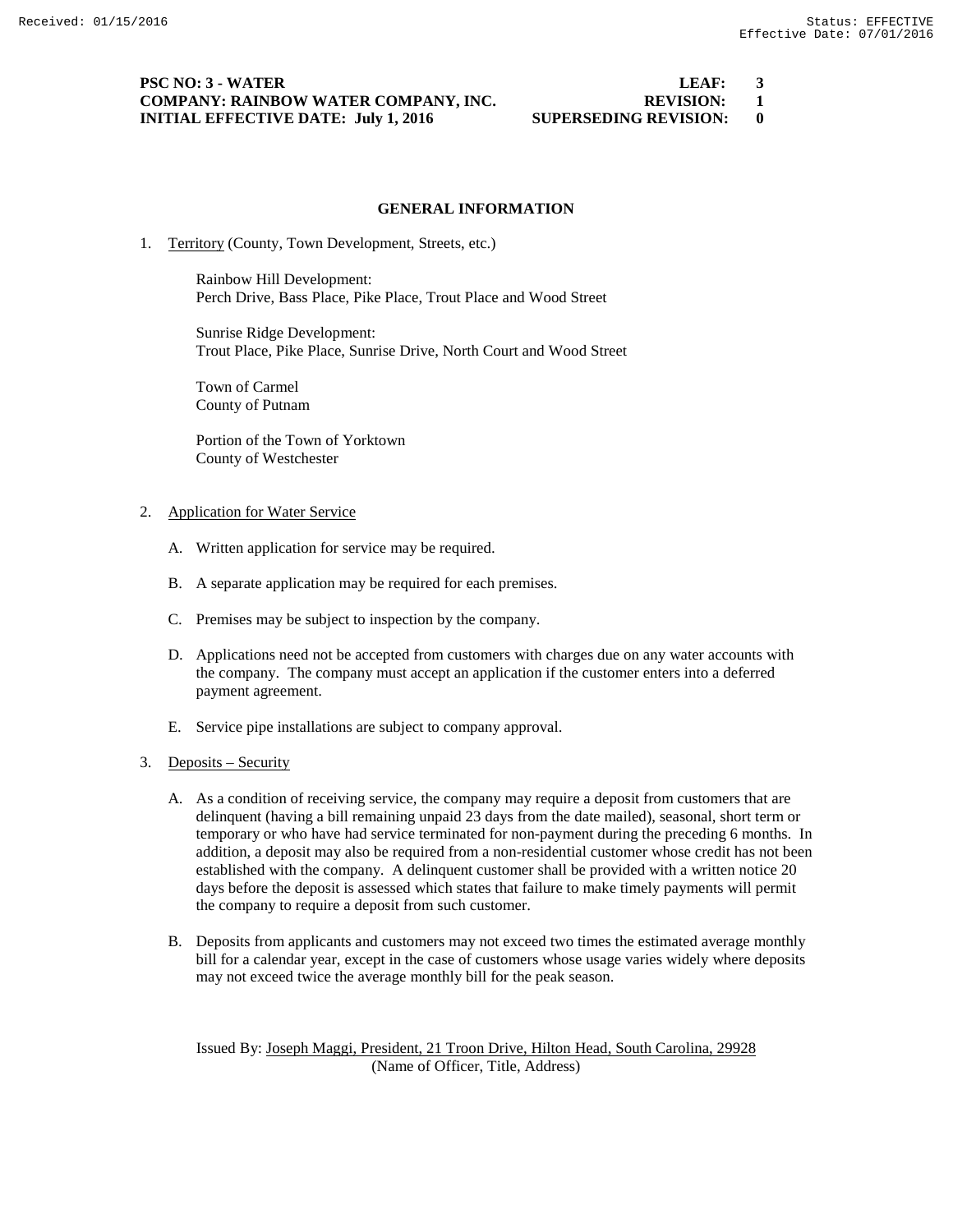## GENERAL INFORMATION

1. Territory (County, Town Development, Streets, etc.)

   Rainbow Hill Development:
   Perch Drive, Bass Place, Pike Place, Trout Place and Wood Street

   Sunrise Ridge Development:
   Trout Place, Pike Place, Sunrise Drive, North Court and Wood Street

   Town of Carmel
   County of Putnam

   Portion of the Town of Yorktown
   County of Westchester

2. Application for Water Service

   A. Written application for service may be required.

   B. A separate application may be required for each premises.

   C. Premises may be subject to inspection by the company.

   D. Applications need not be accepted from customers with charges due on any water accounts with the company. The company must accept an application if the customer enters into a deferred payment agreement.

   E. Service pipe installations are subject to company approval.

3. Deposits – Security

   A. As a condition of receiving service, the company may require a deposit from customers that are delinquent (having a bill remaining unpaid 23 days from the date mailed), seasonal, short term or temporary or who have had service terminated for non-payment during the preceding 6 months. In addition, a deposit may also be required from a non-residential customer whose credit has not been established with the company. A delinquent customer shall be provided with a written notice 20 days before the deposit is assessed which states that failure to make timely payments will permit the company to require a deposit from such customer.

   B. Deposits from applicants and customers may not exceed two times the estimated average monthly bill for a calendar year, except in the case of customers whose usage varies widely where deposits may not exceed twice the average monthly bill for the peak season.

Issued By: Joseph Maggi, President, 21 Troon Drive, Hilton Head, South Carolina, 29928
(Name of Officer, Title, Address)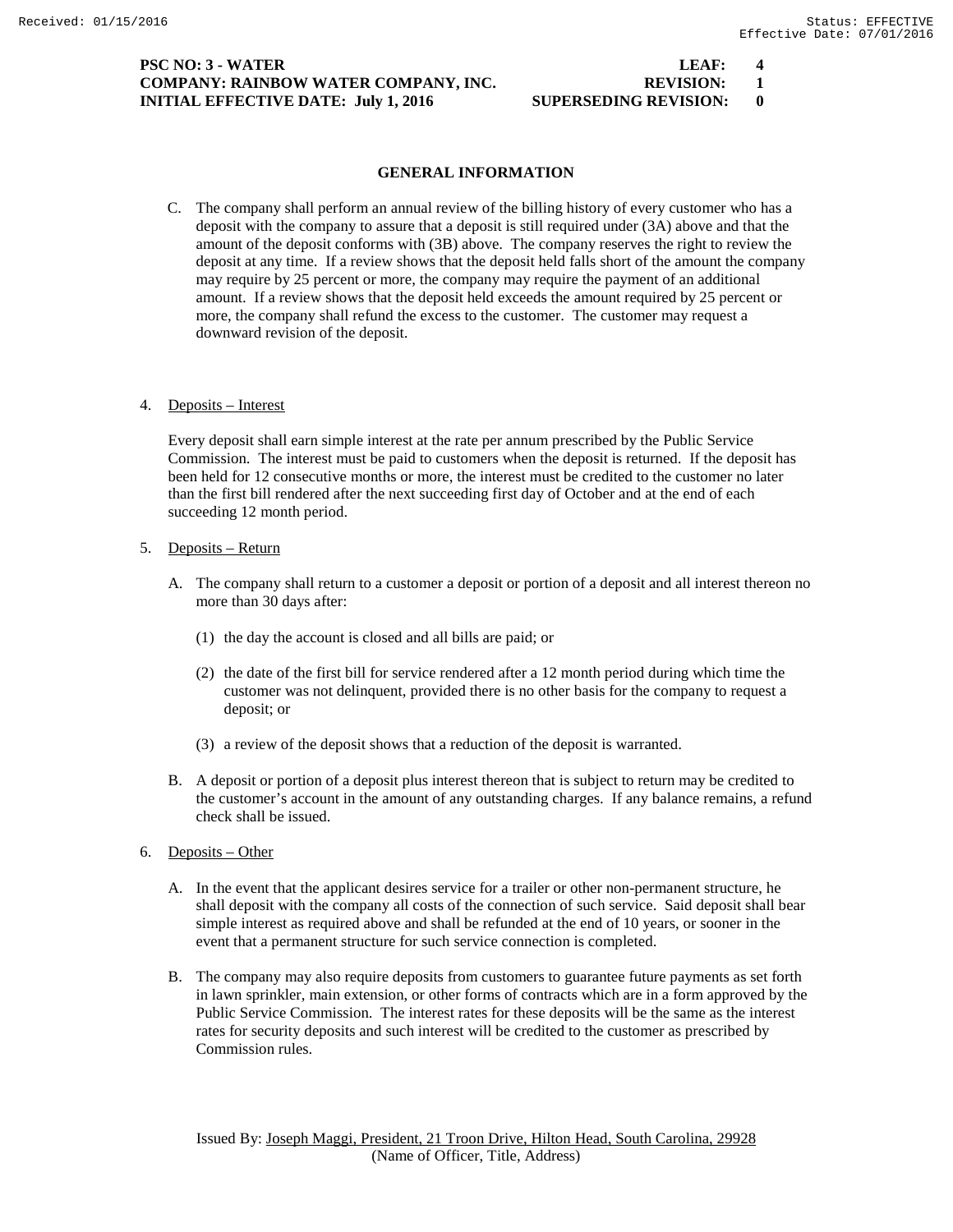## GENERAL INFORMATION

C. The company shall perform an annual review of the billing history of every customer who has a deposit with the company to assure that a deposit is still required under (3A) above and that the amount of the deposit conforms with (3B) above. The company reserves the right to review the deposit at any time. If a review shows that the deposit held falls short of the amount the company may require by 25 percent or more, the company may require the payment of an additional amount. If a review shows that the deposit held exceeds the amount required by 25 percent or more, the company shall refund the excess to the customer. The customer may request a downward revision of the deposit.

4. Deposits – Interest

Every deposit shall earn simple interest at the rate per annum prescribed by the Public Service Commission. The interest must be paid to customers when the deposit is returned. If the deposit has been held for 12 consecutive months or more, the interest must be credited to the customer no later than the first bill rendered after the next succeeding first day of October and at the end of each succeeding 12 month period.

5. Deposits – Return

A. The company shall return to a customer a deposit or portion of a deposit and all interest thereon no more than 30 days after:

(1) the day the account is closed and all bills are paid; or

(2) the date of the first bill for service rendered after a 12 month period during which time the customer was not delinquent, provided there is no other basis for the company to request a deposit; or

(3) a review of the deposit shows that a reduction of the deposit is warranted.

B. A deposit or portion of a deposit plus interest thereon that is subject to return may be credited to the customer's account in the amount of any outstanding charges. If any balance remains, a refund check shall be issued.

6. Deposits – Other

A. In the event that the applicant desires service for a trailer or other non-permanent structure, he shall deposit with the company all costs of the connection of such service. Said deposit shall bear simple interest as required above and shall be refunded at the end of 10 years, or sooner in the event that a permanent structure for such service connection is completed.

B. The company may also require deposits from customers to guarantee future payments as set forth in lawn sprinkler, main extension, or other forms of contracts which are in a form approved by the Public Service Commission. The interest rates for these deposits will be the same as the interest rates for security deposits and such interest will be credited to the customer as prescribed by Commission rules.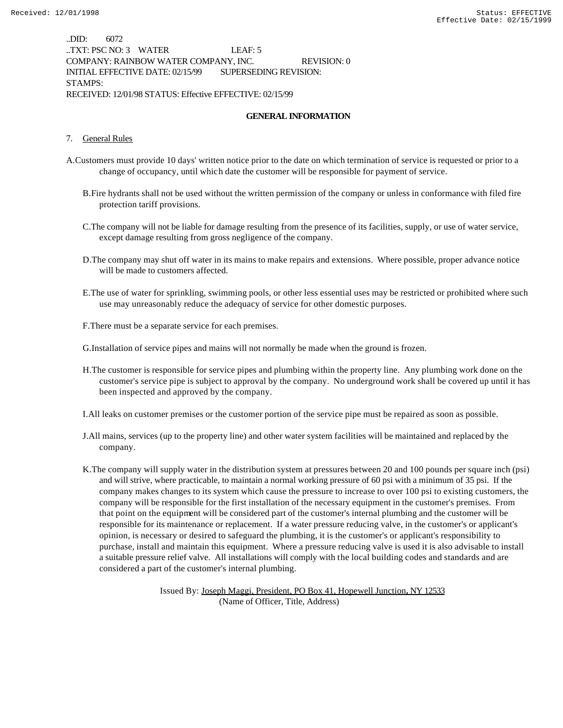..DID: 6072
..TXT: PSC NO: 3 WATER LEAF: 5
COMPANY: RAINBOW WATER COMPANY, INC. REVISION: 0
INITIAL EFFECTIVE DATE: 02/15/99 SUPERSEDING REVISION:
STAMPS:
RECEIVED: 12/01/98 STATUS: Effective EFFECTIVE: 02/15/99

## GENERAL INFORMATION

7. General Rules

A. Customers must provide 10 days' written notice prior to the date on which termination of service is requested or prior to a change of occupancy, until which date the customer will be responsible for payment of service.

B. Fire hydrants shall not be used without the written permission of the company or unless in conformance with filed fire protection tariff provisions.

C. The company will not be liable for damage resulting from the presence of its facilities, supply, or use of water service, except damage resulting from gross negligence of the company.

D. The company may shut off water in its mains to make repairs and extensions. Where possible, proper advance notice will be made to customers affected.

E. The use of water for sprinkling, swimming pools, or other less essential uses may be restricted or prohibited where such use may unreasonably reduce the adequacy of service for other domestic purposes.

F. There must be a separate service for each premises.

G. Installation of service pipes and mains will not normally be made when the ground is frozen.

H. The customer is responsible for service pipes and plumbing within the property line. Any plumbing work done on the customer's service pipe is subject to approval by the company. No underground work shall be covered up until it has been inspected and approved by the company.

I. All leaks on customer premises or the customer portion of the service pipe must be repaired as soon as possible.

J. All mains, services (up to the property line) and other water system facilities will be maintained and replaced by the company.

K. The company will supply water in the distribution system at pressures between 20 and 100 pounds per square inch (psi) and will strive, where practicable, to maintain a normal working pressure of 60 psi with a minimum of 35 psi. If the company makes changes to its system which cause the pressure to increase to over 100 psi to existing customers, the company will be responsible for the first installation of the necessary equipment in the customer's premises. From that point on the equipment will be considered part of the customer's internal plumbing and the customer will be responsible for its maintenance or replacement. If a water pressure reducing valve, in the customer's or applicant's opinion, is necessary or desired to safeguard the plumbing, it is the customer's or applicant's responsibility to purchase, install and maintain this equipment. Where a pressure reducing valve is used it is also advisable to install a suitable pressure relief valve. All installations will comply with the local building codes and standards and are considered a part of the customer's internal plumbing.

Issued By: Joseph Maggi, President, PO Box 41, Hopewell Junction, NY 12533
(Name of Officer, Title, Address)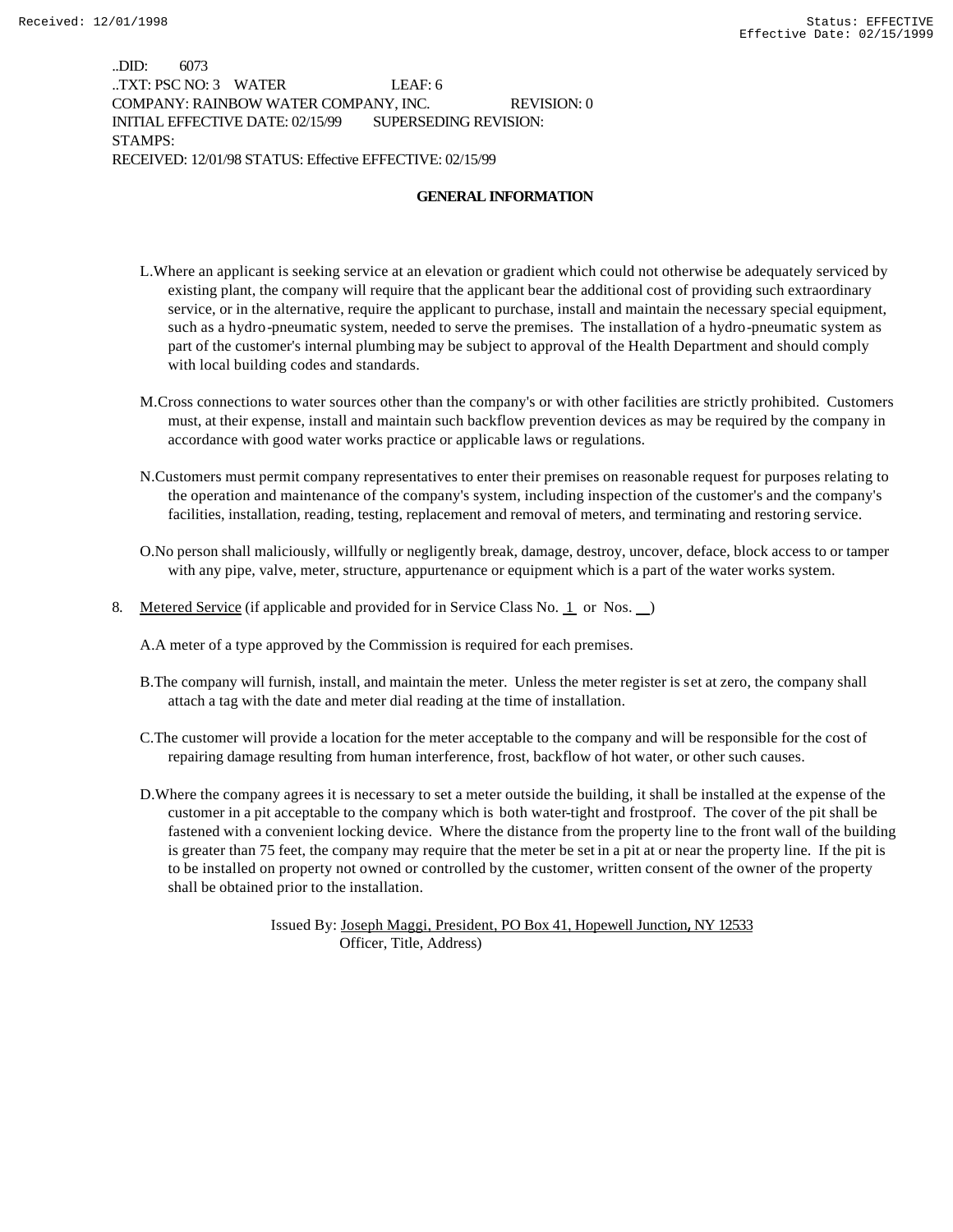..DID: 6073
..TXT: PSC NO: 3 WATER LEAF: 6
COMPANY: RAINBOW WATER COMPANY, INC. REVISION: 0
INITIAL EFFECTIVE DATE: 02/15/99 SUPERSEDING REVISION:
STAMPS:
RECEIVED: 12/01/98 STATUS: Effective EFFECTIVE: 02/15/99

**GENERAL INFORMATION**

L. Where an applicant is seeking service at an elevation or gradient which could not otherwise be adequately serviced by existing plant, the company will require that the applicant bear the additional cost of providing such extraordinary service, or in the alternative, require the applicant to purchase, install and maintain the necessary special equipment, such as a hydro-pneumatic system, needed to serve the premises. The installation of a hydro-pneumatic system as part of the customer's internal plumbing may be subject to approval of the Health Department and should comply with local building codes and standards.

M. Cross connections to water sources other than the company's or with other facilities are strictly prohibited. Customers must, at their expense, install and maintain such backflow prevention devices as may be required by the company in accordance with good water works practice or applicable laws or regulations.

N. Customers must permit company representatives to enter their premises on reasonable request for purposes relating to the operation and maintenance of the company's system, including inspection of the customer's and the company's facilities, installation, reading, testing, replacement and removal of meters, and terminating and restoring service.

O. No person shall maliciously, willfully or negligently break, damage, destroy, uncover, deface, block access to or tamper with any pipe, valve, meter, structure, appurtenance or equipment which is a part of the water works system.

8. Metered Service (if applicable and provided for in Service Class No. 1 or Nos. __)

A. A meter of a type approved by the Commission is required for each premises.

B. The company will furnish, install, and maintain the meter. Unless the meter register is set at zero, the company shall attach a tag with the date and meter dial reading at the time of installation.

C. The customer will provide a location for the meter acceptable to the company and will be responsible for the cost of repairing damage resulting from human interference, frost, backflow of hot water, or other such causes.

D. Where the company agrees it is necessary to set a meter outside the building, it shall be installed at the expense of the customer in a pit acceptable to the company which is both water-tight and frostproof. The cover of the pit shall be fastened with a convenient locking device. Where the distance from the property line to the front wall of the building is greater than 75 feet, the company may require that the meter be set in a pit at or near the property line. If the pit is to be installed on property not owned or controlled by the customer, written consent of the owner of the property shall be obtained prior to the installation.

Issued By: Joseph Maggi, President, PO Box 41, Hopewell Junction, NY 12533
Officer, Title, Address)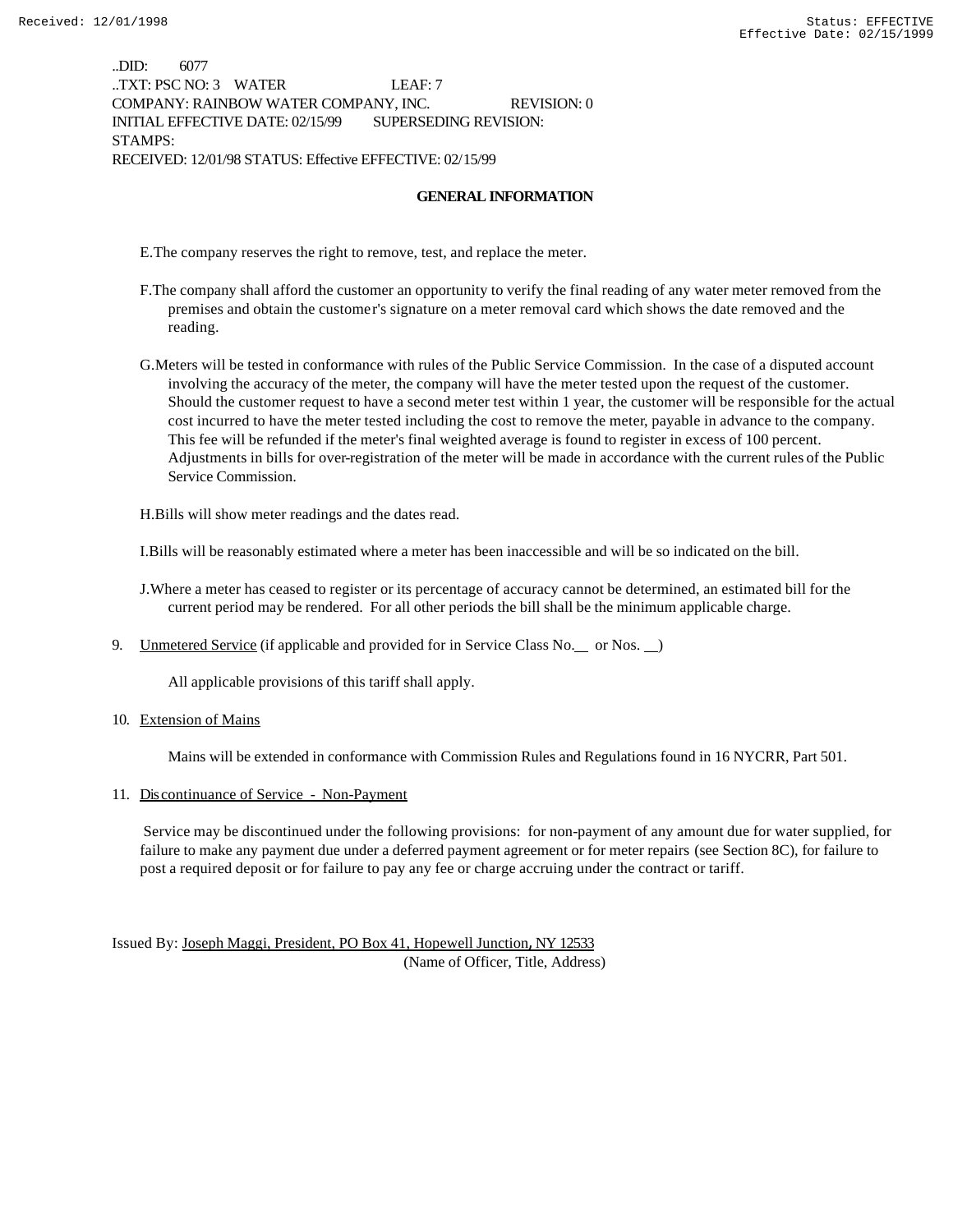..DID: 6077
..TXT: PSC NO: 3 WATER LEAF: 7
COMPANY: RAINBOW WATER COMPANY, INC. REVISION: 0
INITIAL EFFECTIVE DATE: 02/15/99 SUPERSEDING REVISION:
STAMPS:
RECEIVED: 12/01/98 STATUS: Effective EFFECTIVE: 02/15/99

**GENERAL INFORMATION**

E. The company reserves the right to remove, test, and replace the meter.

F. The company shall afford the customer an opportunity to verify the final reading of any water meter removed from the premises and obtain the customer's signature on a meter removal card which shows the date removed and the reading.

G. Meters will be tested in conformance with rules of the Public Service Commission. In the case of a disputed account involving the accuracy of the meter, the company will have the meter tested upon the request of the customer. Should the customer request to have a second meter test within 1 year, the customer will be responsible for the actual cost incurred to have the meter tested including the cost to remove the meter, payable in advance to the company. This fee will be refunded if the meter's final weighted average is found to register in excess of 100 percent. Adjustments in bills for over-registration of the meter will be made in accordance with the current rules of the Public Service Commission.

H. Bills will show meter readings and the dates read.

I. Bills will be reasonably estimated where a meter has been inaccessible and will be so indicated on the bill.

J. Where a meter has ceased to register or its percentage of accuracy cannot be determined, an estimated bill for the current period may be rendered. For all other periods the bill shall be the minimum applicable charge.

9. Unmetered Service (if applicable and provided for in Service Class No.__ or Nos. __)

All applicable provisions of this tariff shall apply.

10. Extension of Mains

Mains will be extended in conformance with Commission Rules and Regulations found in 16 NYCRR, Part 501.

11. Discontinuance of Service - Non-Payment

Service may be discontinued under the following provisions: for non-payment of any amount due for water supplied, for failure to make any payment due under a deferred payment agreement or for meter repairs (see Section 8C), for failure to post a required deposit or for failure to pay any fee or charge accruing under the contract or tariff.

Issued By: Joseph Maggi, President, PO Box 41, Hopewell Junction, NY 12533
(Name of Officer, Title, Address)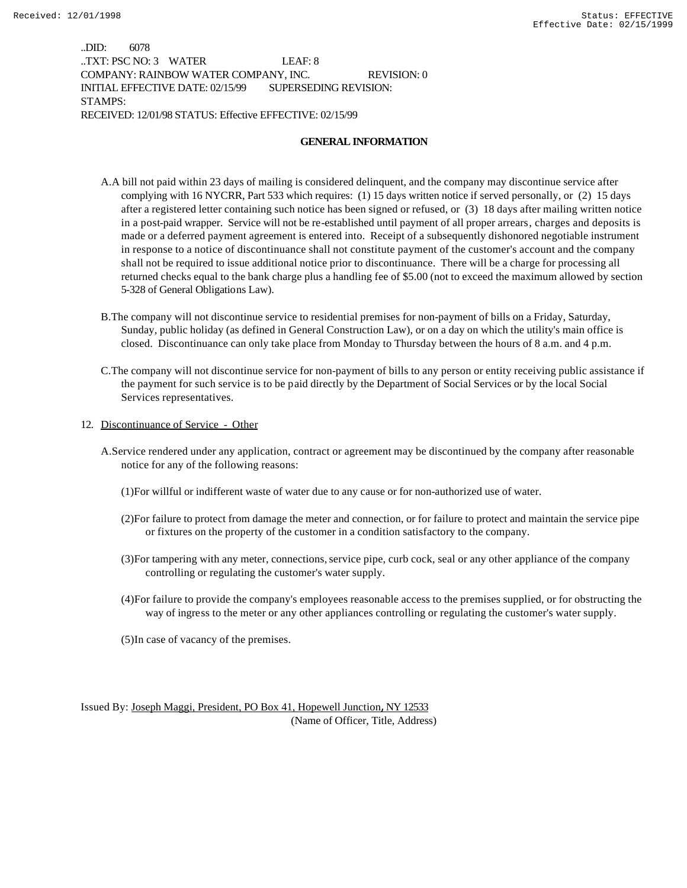Received: 12/01/1998 Status: EFFECTIVE
Effective Date: 02/15/1999

..DID: 6078
..TXT: PSC NO: 3 WATER LEAF: 8
COMPANY: RAINBOW WATER COMPANY, INC. REVISION: 0
INITIAL EFFECTIVE DATE: 02/15/99 SUPERSEDING REVISION:
STAMPS:
RECEIVED: 12/01/98 STATUS: Effective EFFECTIVE: 02/15/99

**GENERAL INFORMATION**

A. A bill not paid within 23 days of mailing is considered delinquent, and the company may discontinue service after complying with 16 NYCRR, Part 533 which requires: (1) 15 days written notice if served personally, or (2) 15 days after a registered letter containing such notice has been signed or refused, or (3) 18 days after mailing written notice in a post-paid wrapper. Service will not be re-established until payment of all proper arrears, charges and deposits is made or a deferred payment agreement is entered into. Receipt of a subsequently dishonored negotiable instrument in response to a notice of discontinuance shall not constitute payment of the customer's account and the company shall not be required to issue additional notice prior to discontinuance. There will be a charge for processing all returned checks equal to the bank charge plus a handling fee of $5.00 (not to exceed the maximum allowed by section 5-328 of General Obligations Law).

B. The company will not discontinue service to residential premises for non-payment of bills on a Friday, Saturday, Sunday, public holiday (as defined in General Construction Law), or on a day on which the utility's main office is closed. Discontinuance can only take place from Monday to Thursday between the hours of 8 a.m. and 4 p.m.

C. The company will not discontinue service for non-payment of bills to any person or entity receiving public assistance if the payment for such service is to be paid directly by the Department of Social Services or by the local Social Services representatives.

12. Discontinuance of Service - Other

A. Service rendered under any application, contract or agreement may be discontinued by the company after reasonable notice for any of the following reasons:

(1) For willful or indifferent waste of water due to any cause or for non-authorized use of water.

(2) For failure to protect from damage the meter and connection, or for failure to protect and maintain the service pipe or fixtures on the property of the customer in a condition satisfactory to the company.

(3) For tampering with any meter, connections, service pipe, curb cock, seal or any other appliance of the company controlling or regulating the customer's water supply.

(4) For failure to provide the company's employees reasonable access to the premises supplied, or for obstructing the way of ingress to the meter or any other appliances controlling or regulating the customer's water supply.

(5) In case of vacancy of the premises.

Issued By: Joseph Maggi, President, PO Box 41, Hopewell Junction, NY 12533
(Name of Officer, Title, Address)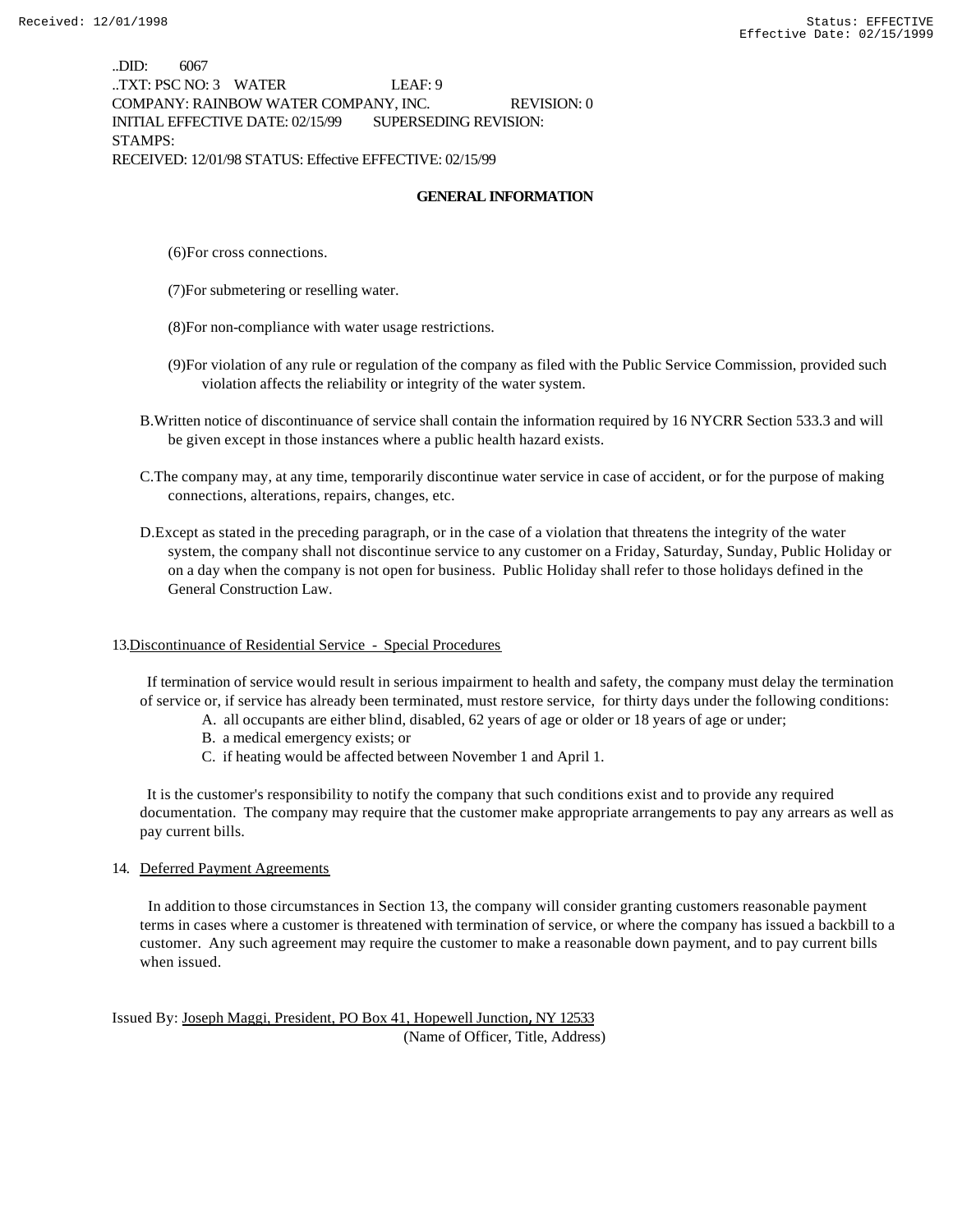..DID: 6067
..TXT: PSC NO: 3 WATER LEAF: 9
COMPANY: RAINBOW WATER COMPANY, INC. REVISION: 0
INITIAL EFFECTIVE DATE: 02/15/99 SUPERSEDING REVISION:
STAMPS:
RECEIVED: 12/01/98 STATUS: Effective EFFECTIVE: 02/15/99

**GENERAL INFORMATION**

(6)For cross connections.

(7)For submetering or reselling water.

(8)For non-compliance with water usage restrictions.

(9)For violation of any rule or regulation of the company as filed with the Public Service Commission, provided such violation affects the reliability or integrity of the water system.

B.Written notice of discontinuance of service shall contain the information required by 16 NYCRR Section 533.3 and will be given except in those instances where a public health hazard exists.

C.The company may, at any time, temporarily discontinue water service in case of accident, or for the purpose of making connections, alterations, repairs, changes, etc.

D.Except as stated in the preceding paragraph, or in the case of a violation that threatens the integrity of the water system, the company shall not discontinue service to any customer on a Friday, Saturday, Sunday, Public Holiday or on a day when the company is not open for business. Public Holiday shall refer to those holidays defined in the General Construction Law.

13.Discontinuance of Residential Service - Special Procedures

If termination of service would result in serious impairment to health and safety, the company must delay the termination of service or, if service has already been terminated, must restore service, for thirty days under the following conditions:

A. all occupants are either blind, disabled, 62 years of age or older or 18 years of age or under;
B. a medical emergency exists; or
C. if heating would be affected between November 1 and April 1.

It is the customer's responsibility to notify the company that such conditions exist and to provide any required documentation. The company may require that the customer make appropriate arrangements to pay any arrears as well as pay current bills.

14. Deferred Payment Agreements

In addition to those circumstances in Section 13, the company will consider granting customers reasonable payment terms in cases where a customer is threatened with termination of service, or where the company has issued a backbill to a customer. Any such agreement may require the customer to make a reasonable down payment, and to pay current bills when issued.

Issued By: Joseph Maggi, President, PO Box 41, Hopewell Junction, NY 12533
(Name of Officer, Title, Address)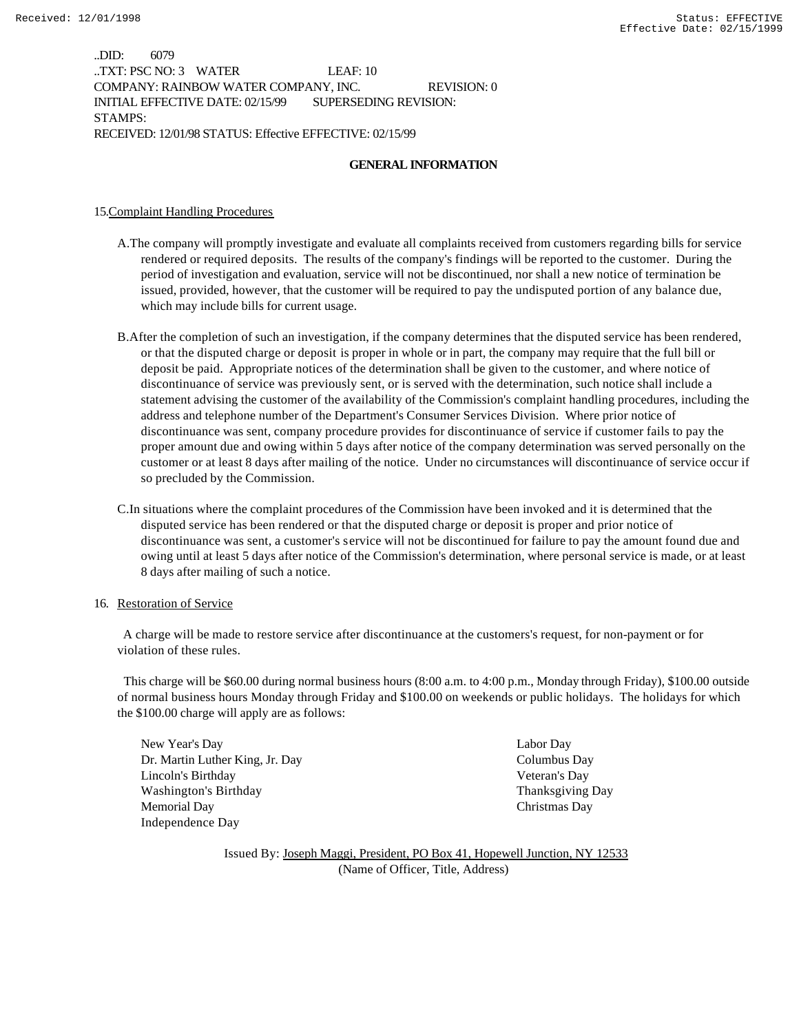..DID: 6079
..TXT: PSC NO: 3 WATER LEAF: 10
COMPANY: RAINBOW WATER COMPANY, INC. REVISION: 0
INITIAL EFFECTIVE DATE: 02/15/99 SUPERSEDING REVISION:
STAMPS:
RECEIVED: 12/01/98 STATUS: Effective EFFECTIVE: 02/15/99

## GENERAL INFORMATION

15. Complaint Handling Procedures

A. The company will promptly investigate and evaluate all complaints received from customers regarding bills for service rendered or required deposits. The results of the company's findings will be reported to the customer. During the period of investigation and evaluation, service will not be discontinued, nor shall a new notice of termination be issued, provided, however, that the customer will be required to pay the undisputed portion of any balance due, which may include bills for current usage.

B. After the completion of such an investigation, if the company determines that the disputed service has been rendered, or that the disputed charge or deposit is proper in whole or in part, the company may require that the full bill or deposit be paid. Appropriate notices of the determination shall be given to the customer, and where notice of discontinuance of service was previously sent, or is served with the determination, such notice shall include a statement advising the customer of the availability of the Commission's complaint handling procedures, including the address and telephone number of the Department's Consumer Services Division. Where prior notice of discontinuance was sent, company procedure provides for discontinuance of service if customer fails to pay the proper amount due and owing within 5 days after notice of the company determination was served personally on the customer or at least 8 days after mailing of the notice. Under no circumstances will discontinuance of service occur if so precluded by the Commission.

C. In situations where the complaint procedures of the Commission have been invoked and it is determined that the disputed service has been rendered or that the disputed charge or deposit is proper and prior notice of discontinuance was sent, a customer's service will not be discontinued for failure to pay the amount found due and owing until at least 5 days after notice of the Commission's determination, where personal service is made, or at least 8 days after mailing of such a notice.

16. Restoration of Service

A charge will be made to restore service after discontinuance at the customers's request, for non-payment or for violation of these rules.

This charge will be $60.00 during normal business hours (8:00 a.m. to 4:00 p.m., Monday through Friday), $100.00 outside of normal business hours Monday through Friday and $100.00 on weekends or public holidays. The holidays for which the $100.00 charge will apply are as follows:

New Year's Day
Dr. Martin Luther King, Jr. Day
Lincoln's Birthday
Washington's Birthday
Memorial Day
Independence Day
Labor Day
Columbus Day
Veteran's Day
Thanksgiving Day
Christmas Day

Issued By: Joseph Maggi, President, PO Box 41, Hopewell Junction, NY 12533
(Name of Officer, Title, Address)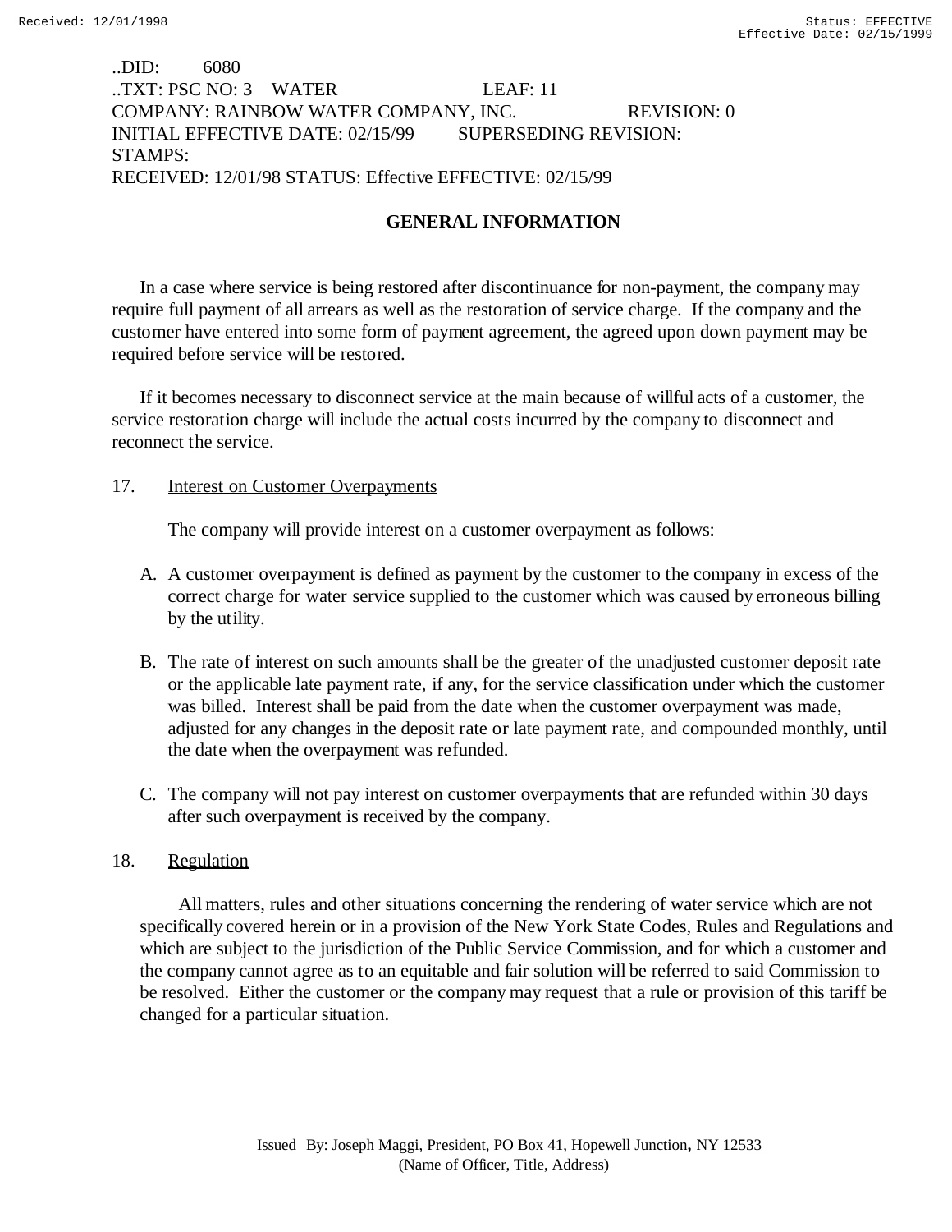..DID: 6080
..TXT: PSC NO: 3 WATER LEAF: 11
COMPANY: RAINBOW WATER COMPANY, INC. REVISION: 0
INITIAL EFFECTIVE DATE: 02/15/99 SUPERSEDING REVISION:
STAMPS:
RECEIVED: 12/01/98 STATUS: Effective EFFECTIVE: 02/15/99

## GENERAL INFORMATION

In a case where service is being restored after discontinuance for non-payment, the company may require full payment of all arrears as well as the restoration of service charge. If the company and the customer have entered into some form of payment agreement, the agreed upon down payment may be required before service will be restored.

If it becomes necessary to disconnect service at the main because of willful acts of a customer, the service restoration charge will include the actual costs incurred by the company to disconnect and reconnect the service.

17. Interest on Customer Overpayments

The company will provide interest on a customer overpayment as follows:

A. A customer overpayment is defined as payment by the customer to the company in excess of the correct charge for water service supplied to the customer which was caused by erroneous billing by the utility.

B. The rate of interest on such amounts shall be the greater of the unadjusted customer deposit rate or the applicable late payment rate, if any, for the service classification under which the customer was billed. Interest shall be paid from the date when the customer overpayment was made, adjusted for any changes in the deposit rate or late payment rate, and compounded monthly, until the date when the overpayment was refunded.

C. The company will not pay interest on customer overpayments that are refunded within 30 days after such overpayment is received by the company.

18. Regulation

All matters, rules and other situations concerning the rendering of water service which are not specifically covered herein or in a provision of the New York State Codes, Rules and Regulations and which are subject to the jurisdiction of the Public Service Commission, and for which a customer and the company cannot agree as to an equitable and fair solution will be referred to said Commission to be resolved. Either the customer or the company may request that a rule or provision of this tariff be changed for a particular situation.

Issued By: Joseph Maggi, President, PO Box 41, Hopewell Junction, NY 12533
(Name of Officer, Title, Address)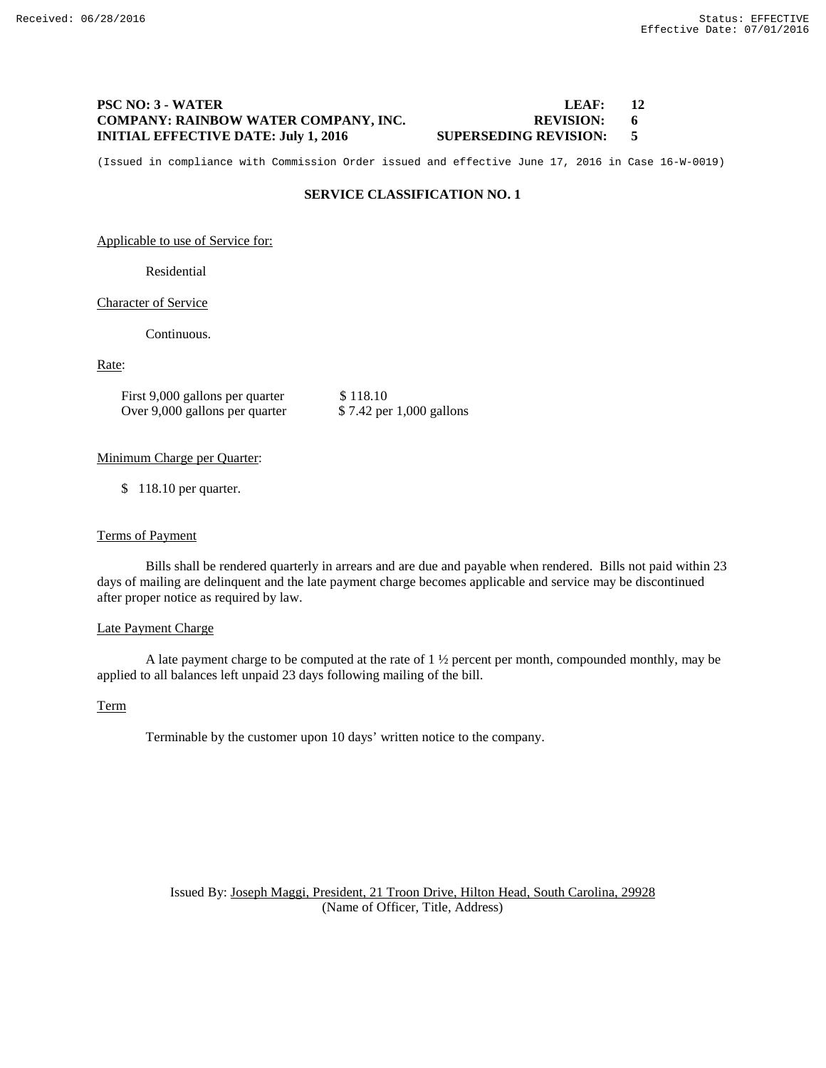**PSC NO: 3 - WATER** **LEAF: 12**
**COMPANY: RAINBOW WATER COMPANY, INC.** **REVISION: 6**
**INITIAL EFFECTIVE DATE: July 1, 2016** **SUPERSEDING REVISION: 5**

(Issued in compliance with Commission Order issued and effective June 17, 2016 in Case 16-W-0019)

## SERVICE CLASSIFICATION NO. 1

Applicable to use of Service for:

Residential

Character of Service

Continuous.

Rate:

| | |
|---|---|
| First 9,000 gallons per quarter | $ 118.10 |
| Over 9,000 gallons per quarter | $ 7.42 per 1,000 gallons |

Minimum Charge per Quarter:

$ 118.10 per quarter.

Terms of Payment

Bills shall be rendered quarterly in arrears and are due and payable when rendered. Bills not paid within 23 days of mailing are delinquent and the late payment charge becomes applicable and service may be discontinued after proper notice as required by law.

Late Payment Charge

A late payment charge to be computed at the rate of 1 ½ percent per month, compounded monthly, may be applied to all balances left unpaid 23 days following mailing of the bill.

Term

Terminable by the customer upon 10 days' written notice to the company.

Issued By: Joseph Maggi, President, 21 Troon Drive, Hilton Head, South Carolina, 29928
(Name of Officer, Title, Address)